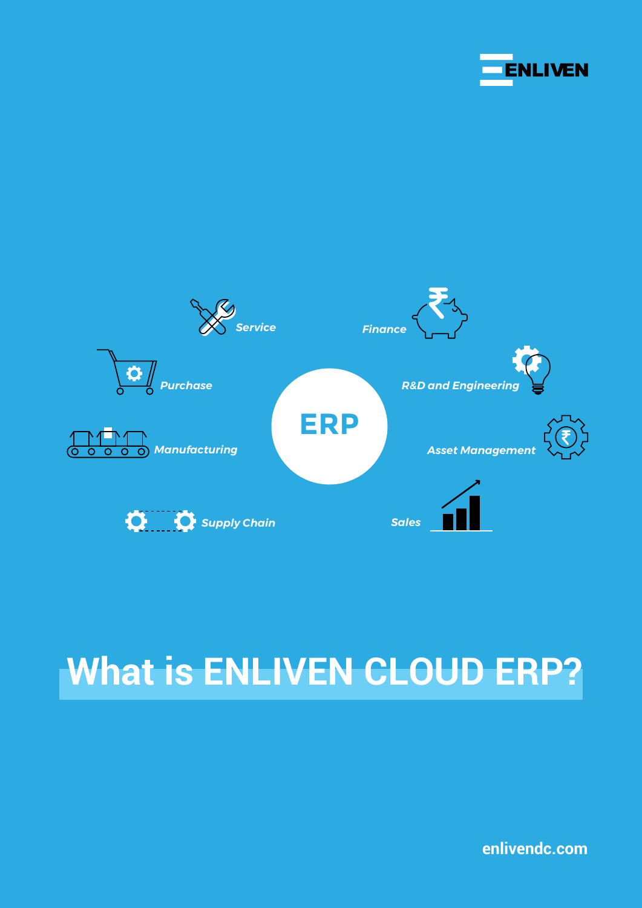ENLIVEN

ERP

Service

Finance

Purchase

R&D and Engineering

Manufacturing

Asset Management

Supply Chain

Sales

# What is ENLIVEN CLOUD ERP?

enlivendc.com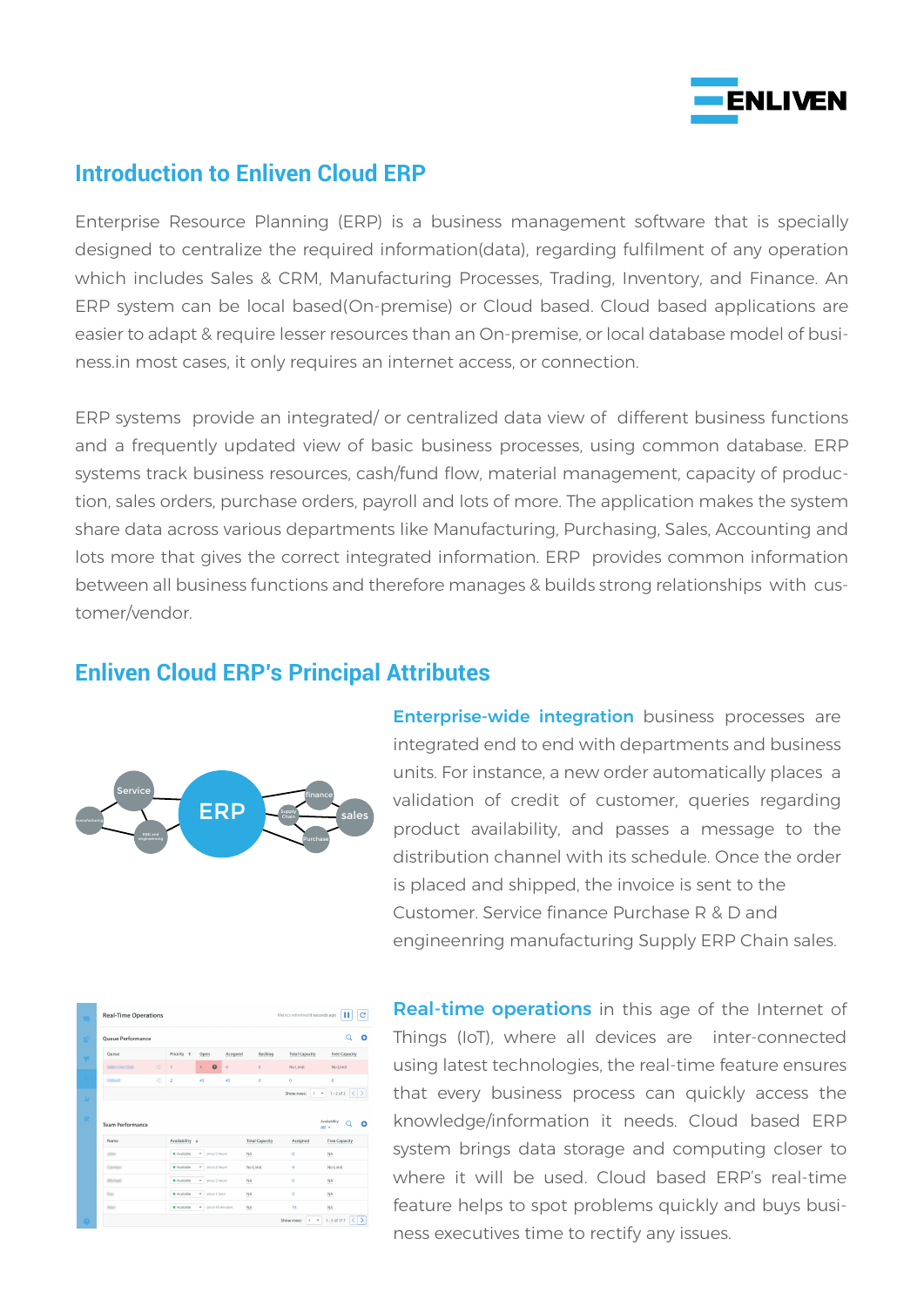## Introduction to Enliven Cloud ERP

Enterprise Resource Planning (ERP) is a business management software that is specially designed to centralize the required information(data), regarding fulfilment of any operation which includes Sales & CRM, Manufacturing Processes, Trading, Inventory, and Finance. An ERP system can be local based(On-premise) or Cloud based. Cloud based applications are easier to adapt & require lesser resources than an On-premise, or local database model of business.in most cases, it only requires an internet access, or connection.

ERP systems provide an integrated/ or centralized data view of different business functions and a frequently updated view of basic business processes, using common database. ERP systems track business resources, cash/fund flow, material management, capacity of production, sales orders, purchase orders, payroll and lots of more. The application makes the system share data across various departments like Manufacturing, Purchasing, Sales, Accounting and lots more that gives the correct integrated information. ERP provides common information between all business functions and therefore manages & builds strong relationships with customer/vendor.

## Enliven Cloud ERP's Principal Attributes

**Enterprise-wide integration** business processes are integrated end to end with departments and business units. For instance, a new order automatically places a validation of credit of customer, queries regarding product availability, and passes a message to the distribution channel with its schedule. Once the order is placed and shipped, the invoice is sent to the Customer. Service finance Purchase R & D and engineenring manufacturing Supply ERP Chain sales.

**Real-time operations** in this age of the Internet of Things (IoT), where all devices are inter-connected using latest technologies, the real-time feature ensures that every business process can quickly access the knowledge/information it needs. Cloud based ERP system brings data storage and computing closer to where it will be used. Cloud based ERP's real-time feature helps to spot problems quickly and buys business executives time to rectify any issues.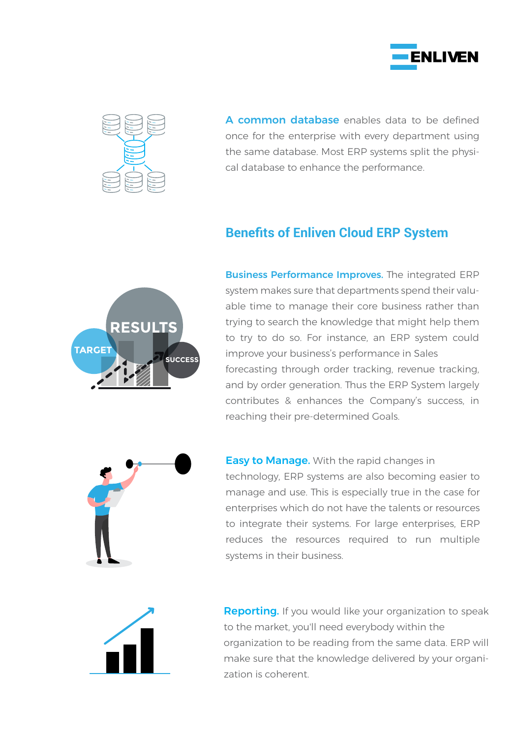**A common database** enables data to be defined once for the enterprise with every department using the same database. Most ERP systems split the physical database to enhance the performance.

## Benefits of Enliven Cloud ERP System

**Business Performance Improves.** The integrated ERP system makes sure that departments spend their valuable time to manage their core business rather than trying to search the knowledge that might help them to try to do so. For instance, an ERP system could improve your business's performance in Sales forecasting through order tracking, revenue tracking, and by order generation. Thus the ERP System largely contributes & enhances the Company's success, in reaching their pre-determined Goals.

**Easy to Manage.** With the rapid changes in technology, ERP systems are also becoming easier to manage and use. This is especially true in the case for enterprises which do not have the talents or resources to integrate their systems. For large enterprises, ERP reduces the resources required to run multiple systems in their business.

**Reporting.** If you would like your organization to speak to the market, you'll need everybody within the organization to be reading from the same data. ERP will make sure that the knowledge delivered by your organization is coherent.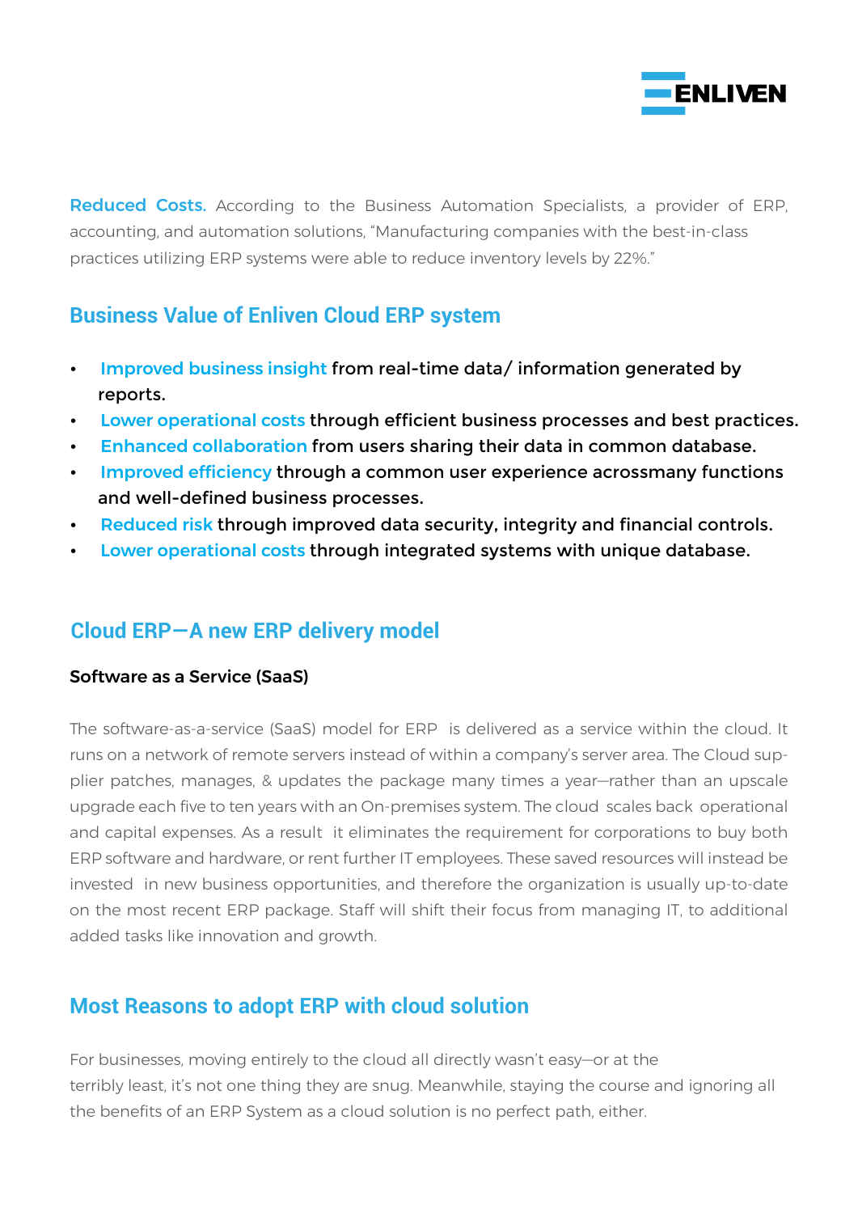**Reduced Costs.** According to the Business Automation Specialists, a provider of ERP, accounting, and automation solutions, "Manufacturing companies with the best-in-class practices utilizing ERP systems were able to reduce inventory levels by 22%."

## Business Value of Enliven Cloud ERP system

- **Improved business insight** from real-time data/ information generated by reports.
- **Lower operational costs** through efficient business processes and best practices.
- **Enhanced collaboration** from users sharing their data in common database.
- **Improved efficiency** through a common user experience acrossmany functions and well-defined business processes.
- **Reduced risk** through improved data security, integrity and financial controls.
- **Lower operational costs** through integrated systems with unique database.

## Cloud ERP—A new ERP delivery model

### Software as a Service (SaaS)

The software-as-a-service (SaaS) model for ERP is delivered as a service within the cloud. It runs on a network of remote servers instead of within a company's server area. The Cloud supplier patches, manages, & updates the package many times a year—rather than an upscale upgrade each five to ten years with an On-premises system. The cloud scales back operational and capital expenses. As a result it eliminates the requirement for corporations to buy both ERP software and hardware, or rent further IT employees. These saved resources will instead be invested in new business opportunities, and therefore the organization is usually up-to-date on the most recent ERP package. Staff will shift their focus from managing IT, to additional added tasks like innovation and growth.

## Most Reasons to adopt ERP with cloud solution

For businesses, moving entirely to the cloud all directly wasn't easy—or at the terribly least, it's not one thing they are snug. Meanwhile, staying the course and ignoring all the benefits of an ERP System as a cloud solution is no perfect path, either.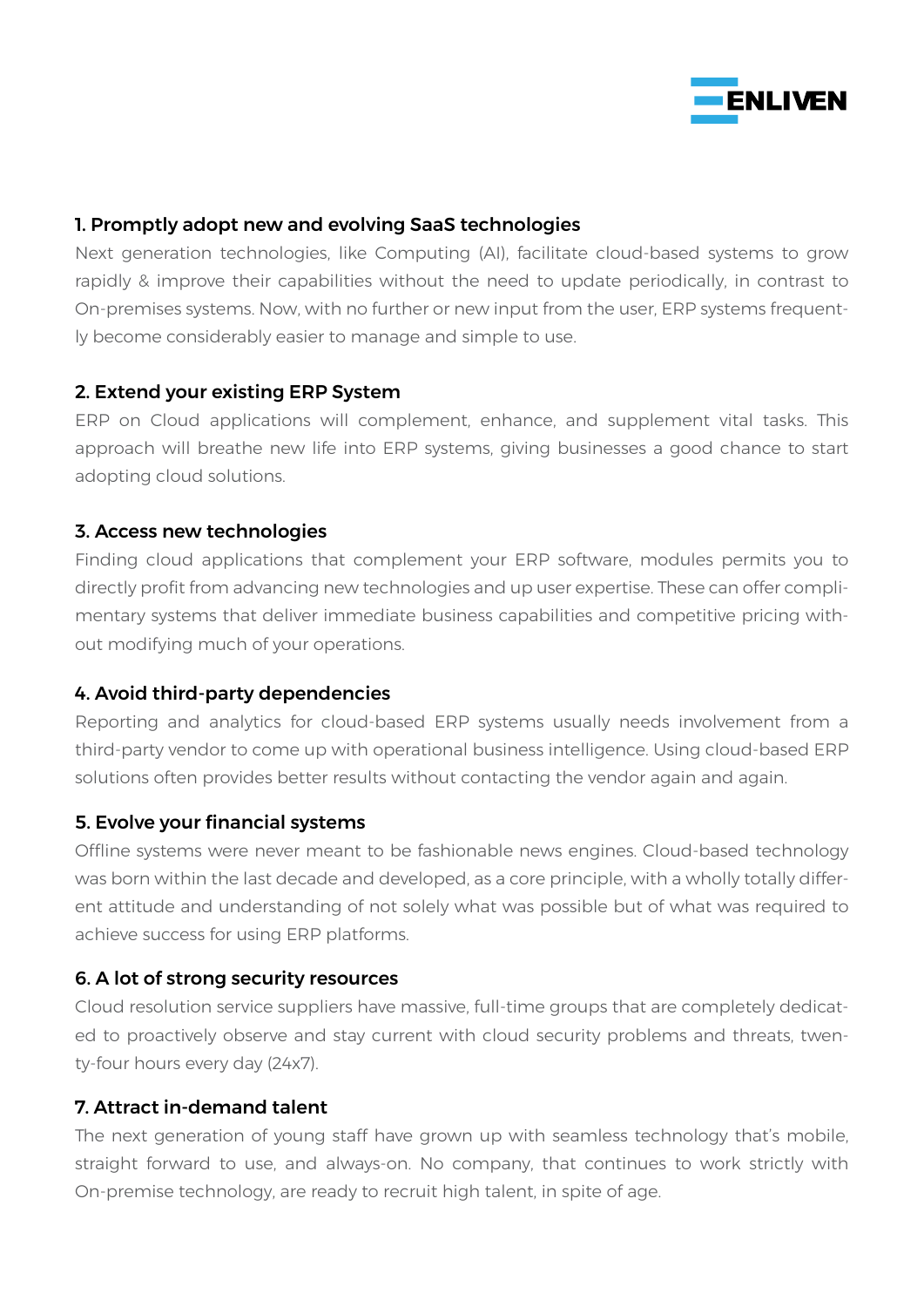### 1. Promptly adopt new and evolving SaaS technologies

Next generation technologies, like Computing (AI), facilitate cloud-based systems to grow rapidly & improve their capabilities without the need to update periodically, in contrast to On-premises systems. Now, with no further or new input from the user, ERP systems frequently become considerably easier to manage and simple to use.

### 2. Extend your existing ERP System

ERP on Cloud applications will complement, enhance, and supplement vital tasks. This approach will breathe new life into ERP systems, giving businesses a good chance to start adopting cloud solutions.

### 3. Access new technologies

Finding cloud applications that complement your ERP software, modules permits you to directly profit from advancing new technologies and up user expertise. These can offer complimentary systems that deliver immediate business capabilities and competitive pricing without modifying much of your operations.

### 4. Avoid third-party dependencies

Reporting and analytics for cloud-based ERP systems usually needs involvement from a third-party vendor to come up with operational business intelligence. Using cloud-based ERP solutions often provides better results without contacting the vendor again and again.

### 5. Evolve your financial systems

Offline systems were never meant to be fashionable news engines. Cloud-based technology was born within the last decade and developed, as a core principle, with a wholly totally different attitude and understanding of not solely what was possible but of what was required to achieve success for using ERP platforms.

### 6. A lot of strong security resources

Cloud resolution service suppliers have massive, full-time groups that are completely dedicated to proactively observe and stay current with cloud security problems and threats, twenty-four hours every day (24x7).

### 7. Attract in-demand talent

The next generation of young staff have grown up with seamless technology that's mobile, straight forward to use, and always-on. No company, that continues to work strictly with On-premise technology, are ready to recruit high talent, in spite of age.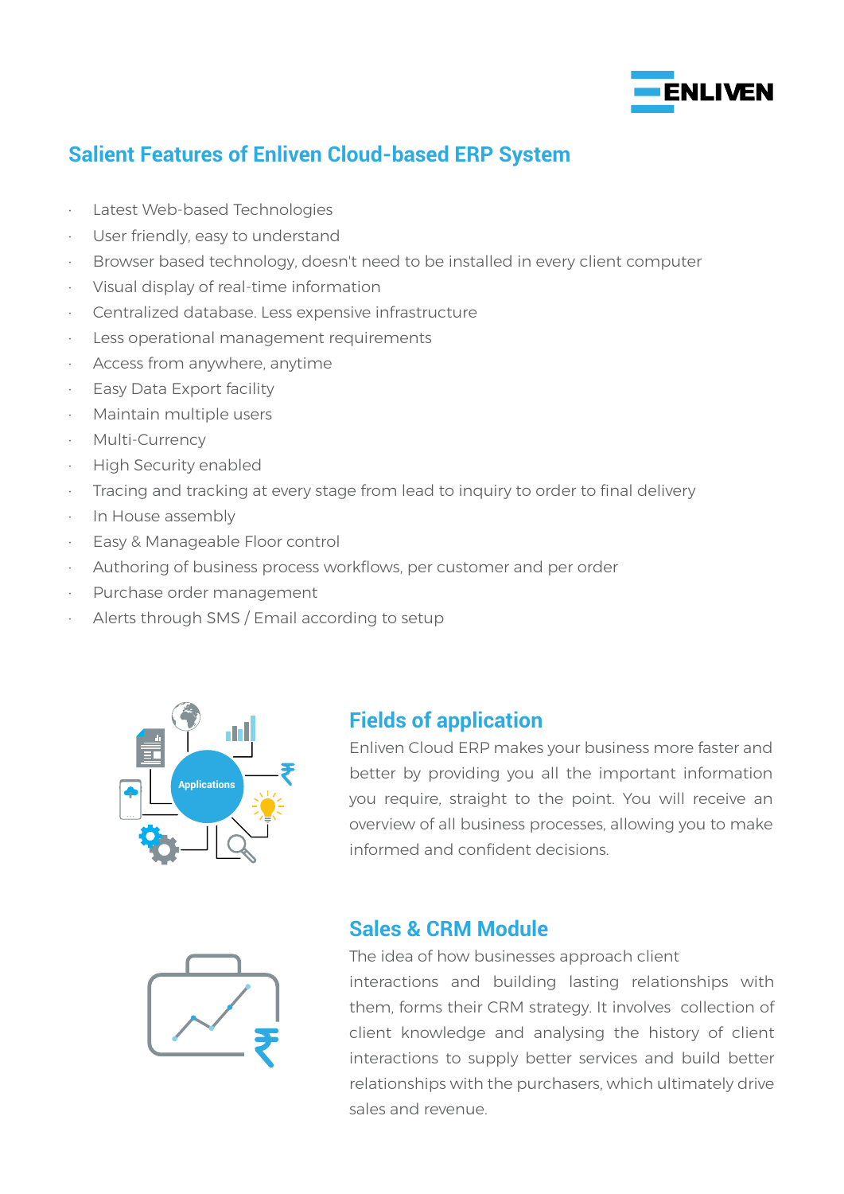## Salient Features of Enliven Cloud-based ERP System

- Latest Web-based Technologies
- User friendly, easy to understand
- Browser based technology, doesn't need to be installed in every client computer
- Visual display of real-time information
- Centralized database. Less expensive infrastructure
- Less operational management requirements
- Access from anywhere, anytime
- Easy Data Export facility
- Maintain multiple users
- Multi-Currency
- High Security enabled
- Tracing and tracking at every stage from lead to inquiry to order to final delivery
- In House assembly
- Easy & Manageable Floor control
- Authoring of business process workflows, per customer and per order
- Purchase order management
- Alerts through SMS / Email according to setup

## Fields of application

Enliven Cloud ERP makes your business more faster and better by providing you all the important information you require, straight to the point. You will receive an overview of all business processes, allowing you to make informed and confident decisions.

## Sales & CRM Module

The idea of how businesses approach client interactions and building lasting relationships with them, forms their CRM strategy. It involves collection of client knowledge and analysing the history of client interactions to supply better services and build better relationships with the purchasers, which ultimately drive sales and revenue.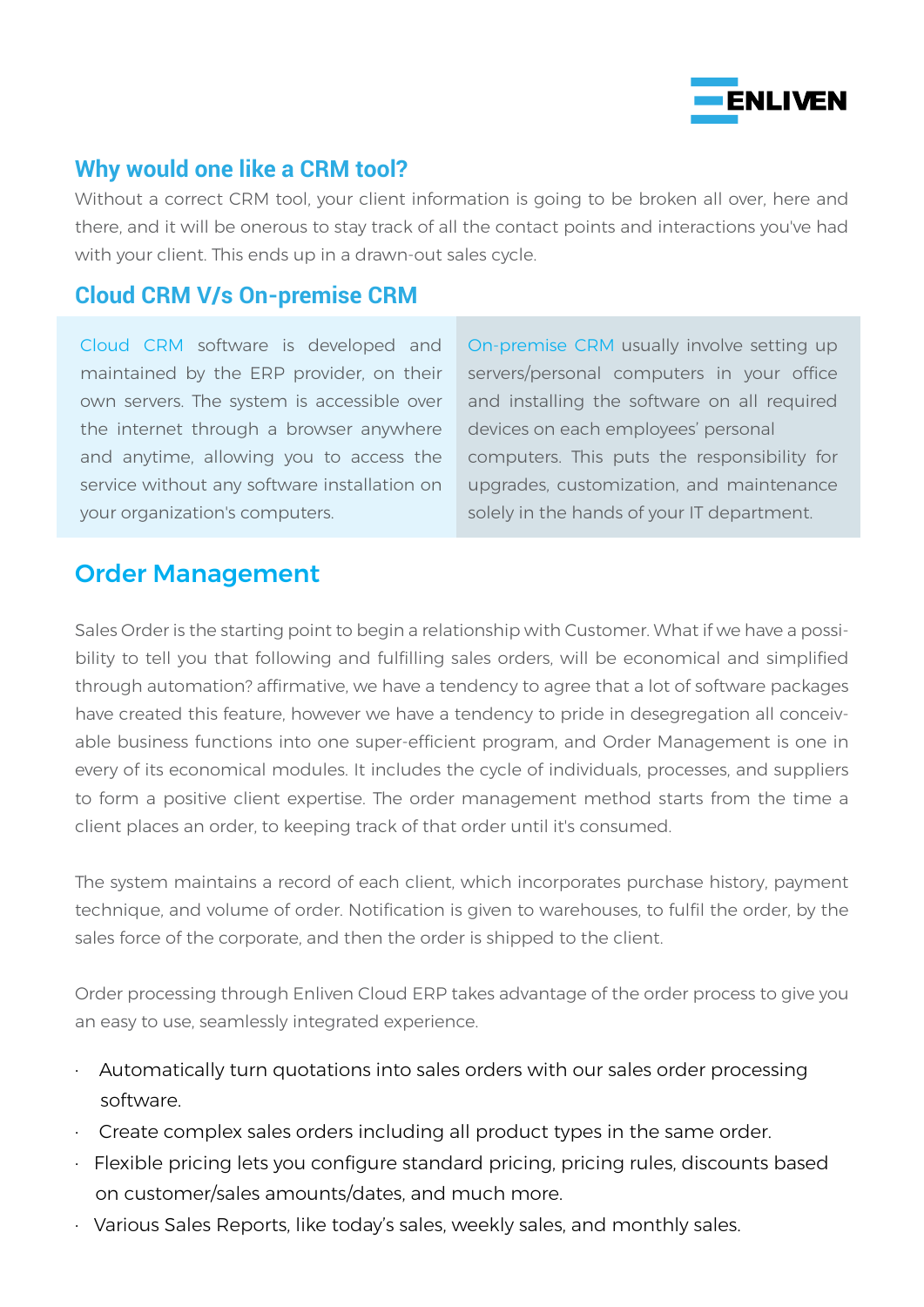## Why would one like a CRM tool?

Without a correct CRM tool, your client information is going to be broken all over, here and there, and it will be onerous to stay track of all the contact points and interactions you've had with your client. This ends up in a drawn-out sales cycle.

## Cloud CRM V/s On-premise CRM

Cloud CRM software is developed and maintained by the ERP provider, on their own servers. The system is accessible over the internet through a browser anywhere and anytime, allowing you to access the service without any software installation on your organization's computers.

On-premise CRM usually involve setting up servers/personal computers in your office and installing the software on all required devices on each employees' personal computers. This puts the responsibility for upgrades, customization, and maintenance solely in the hands of your IT department.

## Order Management

Sales Order is the starting point to begin a relationship with Customer. What if we have a possibility to tell you that following and fulfilling sales orders, will be economical and simplified through automation? affirmative, we have a tendency to agree that a lot of software packages have created this feature, however we have a tendency to pride in desegregation all conceivable business functions into one super-efficient program, and Order Management is one in every of its economical modules. It includes the cycle of individuals, processes, and suppliers to form a positive client expertise. The order management method starts from the time a client places an order, to keeping track of that order until it's consumed.

The system maintains a record of each client, which incorporates purchase history, payment technique, and volume of order. Notification is given to warehouses, to fulfil the order, by the sales force of the corporate, and then the order is shipped to the client.

Order processing through Enliven Cloud ERP takes advantage of the order process to give you an easy to use, seamlessly integrated experience.

- Automatically turn quotations into sales orders with our sales order processing software.
- Create complex sales orders including all product types in the same order.
- Flexible pricing lets you configure standard pricing, pricing rules, discounts based on customer/sales amounts/dates, and much more.
- Various Sales Reports, like today's sales, weekly sales, and monthly sales.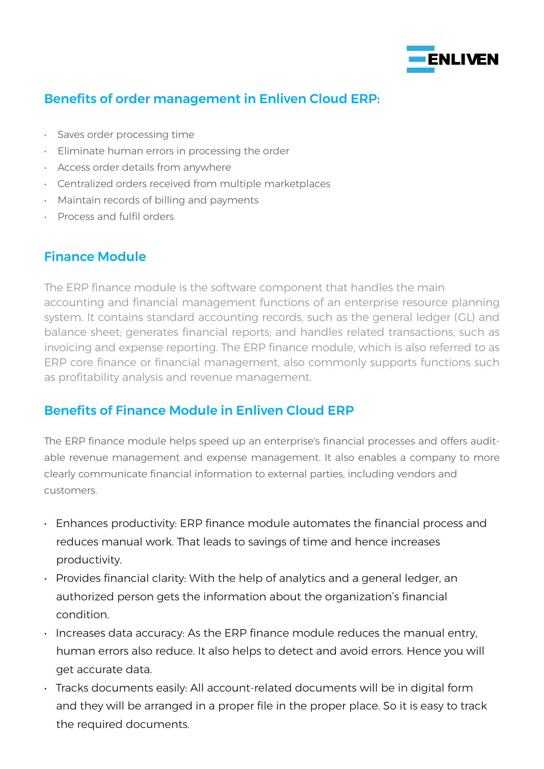## Benefits of order management in Enliven Cloud ERP:

- Saves order processing time
- Eliminate human errors in processing the order
- Access order details from anywhere
- Centralized orders received from multiple marketplaces
- Maintain records of billing and payments
- Process and fulfil orders

## Finance Module

The ERP finance module is the software component that handles the main accounting and financial management functions of an enterprise resource planning system. It contains standard accounting records, such as the general ledger (GL) and balance sheet; generates financial reports; and handles related transactions, such as invoicing and expense reporting. The ERP finance module, which is also referred to as ERP core finance or financial management, also commonly supports functions such as profitability analysis and revenue management.

## Benefits of Finance Module in Enliven Cloud ERP

The ERP finance module helps speed up an enterprise's financial processes and offers auditable revenue management and expense management. It also enables a company to more clearly communicate financial information to external parties, including vendors and customers.

- Enhances productivity: ERP finance module automates the financial process and reduces manual work. That leads to savings of time and hence increases productivity.
- Provides financial clarity: With the help of analytics and a general ledger, an authorized person gets the information about the organization's financial condition.
- Increases data accuracy: As the ERP finance module reduces the manual entry, human errors also reduce. It also helps to detect and avoid errors. Hence you will get accurate data.
- Tracks documents easily: All account-related documents will be in digital form and they will be arranged in a proper file in the proper place. So it is easy to track the required documents.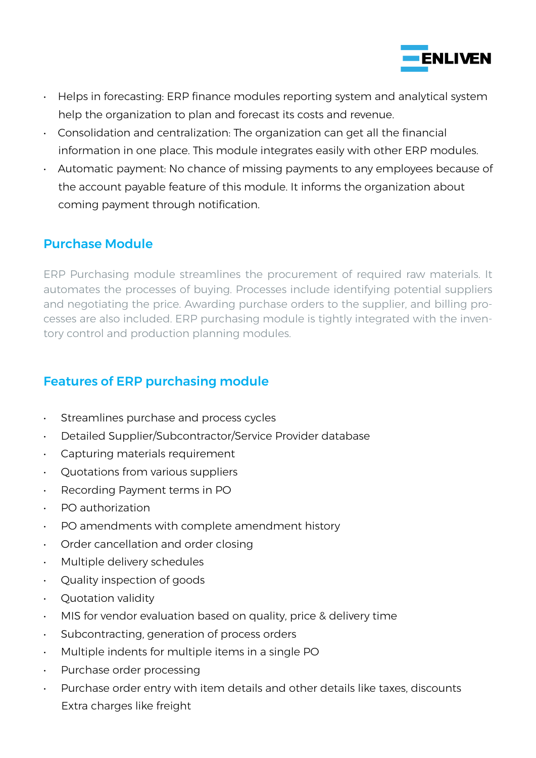- Helps in forecasting: ERP finance modules reporting system and analytical system help the organization to plan and forecast its costs and revenue.
- Consolidation and centralization: The organization can get all the financial information in one place. This module integrates easily with other ERP modules.
- Automatic payment: No chance of missing payments to any employees because of the account payable feature of this module. It informs the organization about coming payment through notification.

## Purchase Module

ERP Purchasing module streamlines the procurement of required raw materials. It automates the processes of buying. Processes include identifying potential suppliers and negotiating the price. Awarding purchase orders to the supplier, and billing processes are also included. ERP purchasing module is tightly integrated with the inventory control and production planning modules.

## Features of ERP purchasing module

- Streamlines purchase and process cycles
- Detailed Supplier/Subcontractor/Service Provider database
- Capturing materials requirement
- Quotations from various suppliers
- Recording Payment terms in PO
- PO authorization
- PO amendments with complete amendment history
- Order cancellation and order closing
- Multiple delivery schedules
- Quality inspection of goods
- Quotation validity
- MIS for vendor evaluation based on quality, price & delivery time
- Subcontracting, generation of process orders
- Multiple indents for multiple items in a single PO
- Purchase order processing
- Purchase order entry with item details and other details like taxes, discounts Extra charges like freight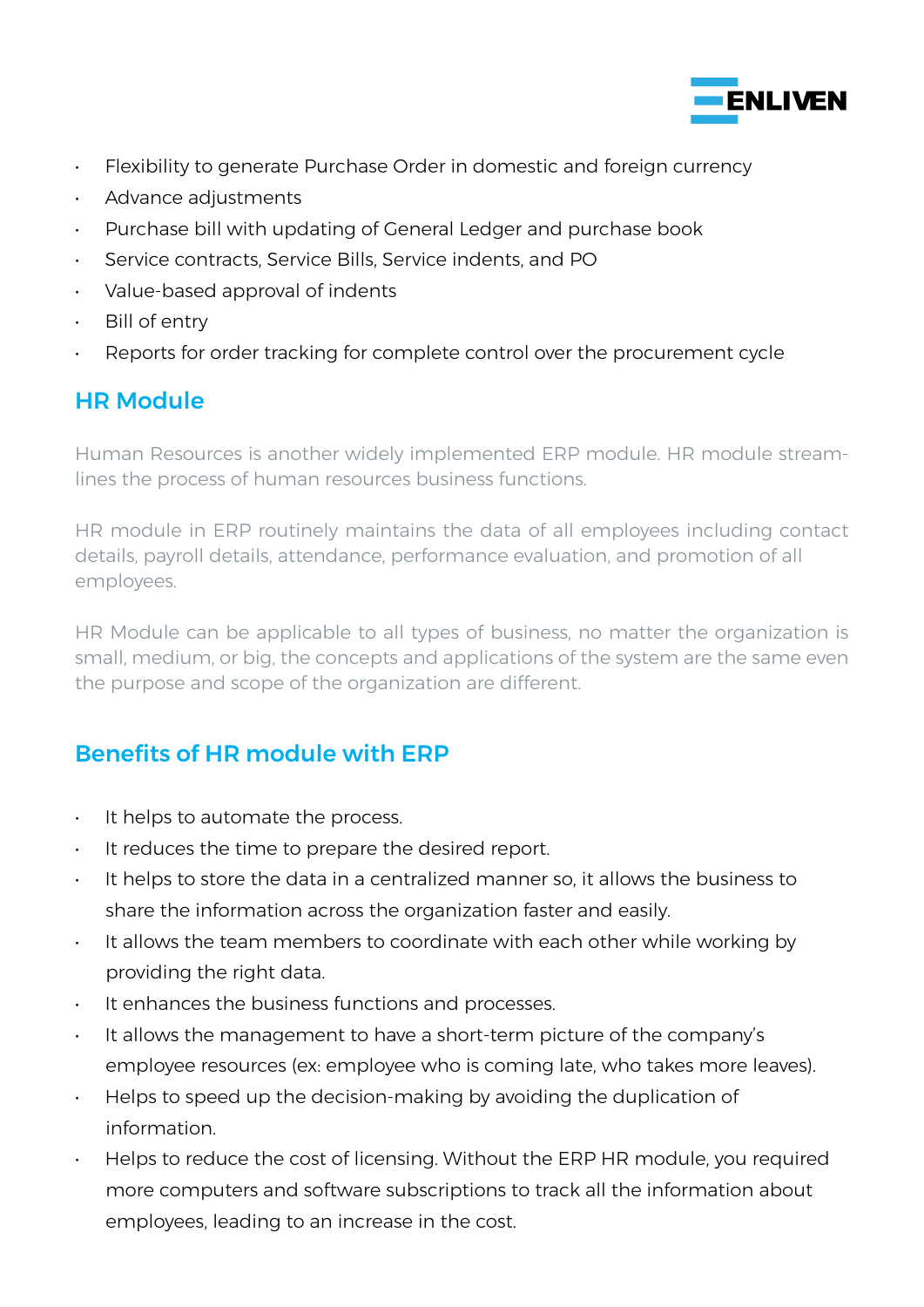- Flexibility to generate Purchase Order in domestic and foreign currency
- Advance adjustments
- Purchase bill with updating of General Ledger and purchase book
- Service contracts, Service Bills, Service indents, and PO
- Value-based approval of indents
- Bill of entry
- Reports for order tracking for complete control over the procurement cycle

## HR Module

Human Resources is another widely implemented ERP module. HR module streamlines the process of human resources business functions.

HR module in ERP routinely maintains the data of all employees including contact details, payroll details, attendance, performance evaluation, and promotion of all employees.

HR Module can be applicable to all types of business, no matter the organization is small, medium, or big, the concepts and applications of the system are the same even the purpose and scope of the organization are different.

## Benefits of HR module with ERP

- It helps to automate the process.
- It reduces the time to prepare the desired report.
- It helps to store the data in a centralized manner so, it allows the business to share the information across the organization faster and easily.
- It allows the team members to coordinate with each other while working by providing the right data.
- It enhances the business functions and processes.
- It allows the management to have a short-term picture of the company's employee resources (ex: employee who is coming late, who takes more leaves).
- Helps to speed up the decision-making by avoiding the duplication of information.
- Helps to reduce the cost of licensing. Without the ERP HR module, you required more computers and software subscriptions to track all the information about employees, leading to an increase in the cost.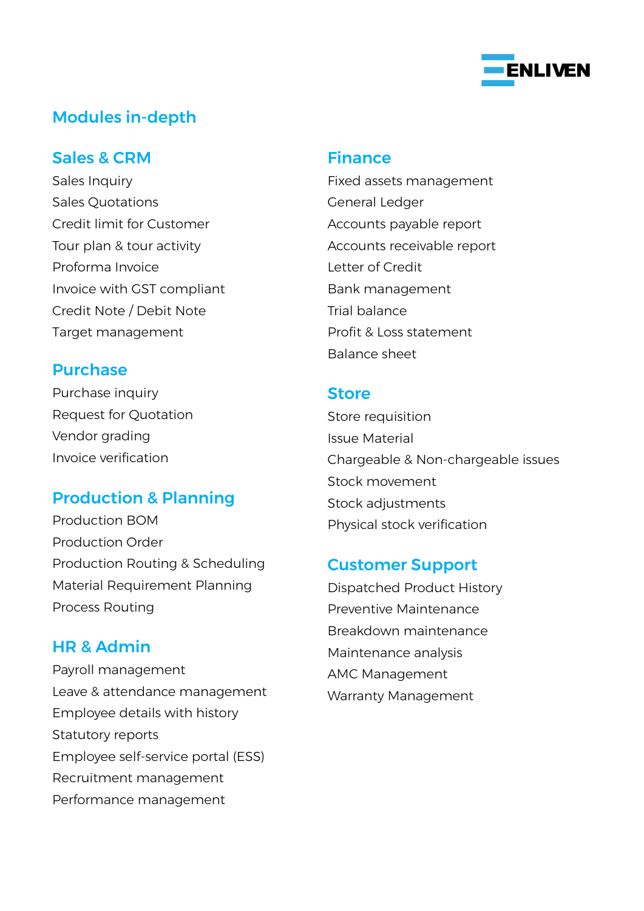ENLIVEN

# Modules in-depth

## Sales & CRM

Sales Inquiry
Sales Quotations
Credit limit for Customer
Tour plan & tour activity
Proforma Invoice
Invoice with GST compliant
Credit Note / Debit Note
Target management

## Purchase

Purchase inquiry
Request for Quotation
Vendor grading
Invoice verification

## Production & Planning

Production BOM
Production Order
Production Routing & Scheduling
Material Requirement Planning
Process Routing

## HR & Admin

Payroll management
Leave & attendance management
Employee details with history
Statutory reports
Employee self-service portal (ESS)
Recruitment management
Performance management

## Finance

Fixed assets management
General Ledger
Accounts payable report
Accounts receivable report
Letter of Credit
Bank management
Trial balance
Profit & Loss statement
Balance sheet

## Store

Store requisition
Issue Material
Chargeable & Non-chargeable issues
Stock movement
Stock adjustments
Physical stock verification

## Customer Support

Dispatched Product History
Preventive Maintenance
Breakdown maintenance
Maintenance analysis
AMC Management
Warranty Management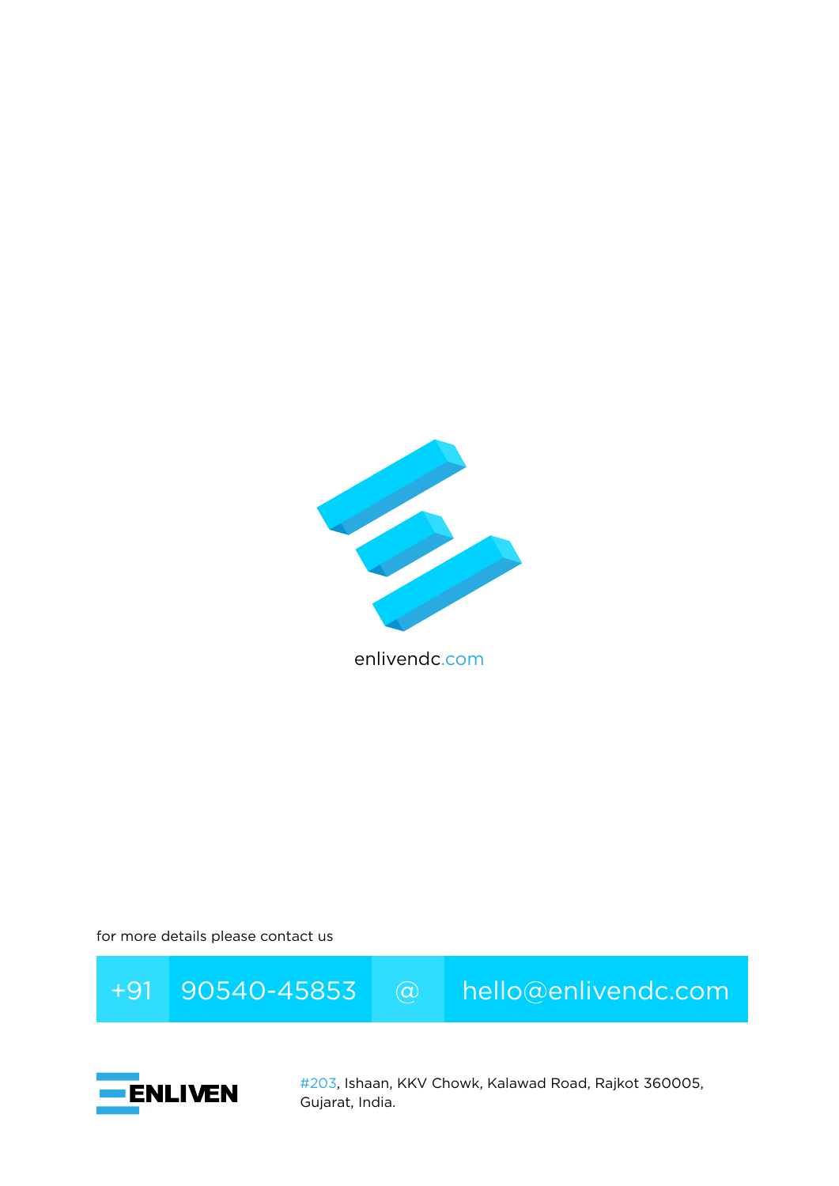enlivendc.com

for more details please contact us

+91 90540-45853 @ hello@enlivendc.com

ENLIVEN

#203, Ishaan, KKV Chowk, Kalawad Road, Rajkot 360005, Gujarat, India.